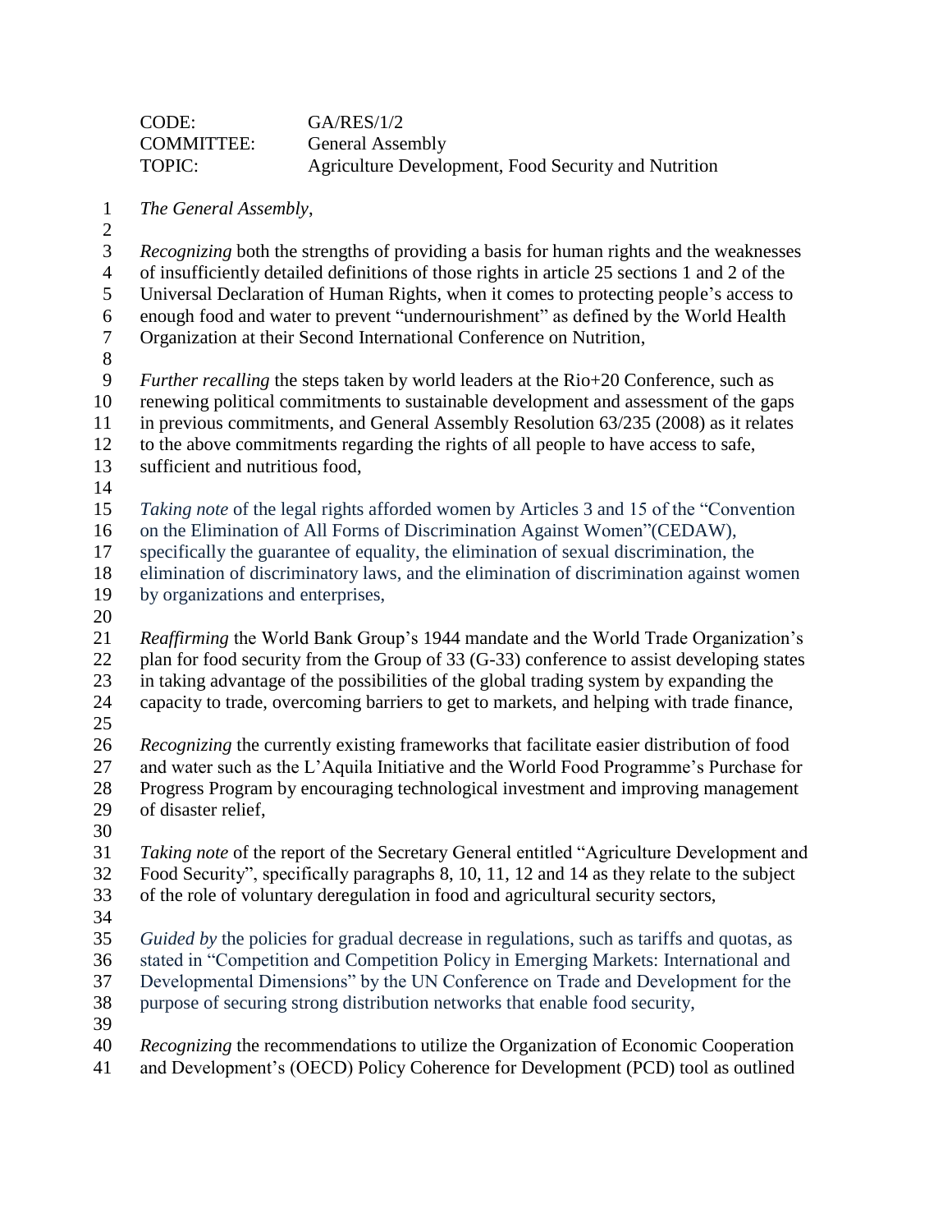CODE: GA/RES/1/2
COMMITTEE: General Assembly
TOPIC: Agriculture Development, Food Security and Nutrition

*The General Assembly*,

*Recognizing* both the strengths of providing a basis for human rights and the weaknesses of insufficiently detailed definitions of those rights in article 25 sections 1 and 2 of the Universal Declaration of Human Rights, when it comes to protecting people's access to enough food and water to prevent "undernourishment" as defined by the World Health Organization at their Second International Conference on Nutrition,

*Further recalling* the steps taken by world leaders at the Rio+20 Conference, such as renewing political commitments to sustainable development and assessment of the gaps in previous commitments, and General Assembly Resolution 63/235 (2008) as it relates to the above commitments regarding the rights of all people to have access to safe, sufficient and nutritious food,

*Taking note* of the legal rights afforded women by Articles 3 and 15 of the "Convention on the Elimination of All Forms of Discrimination Against Women"(CEDAW), specifically the guarantee of equality, the elimination of sexual discrimination, the elimination of discriminatory laws, and the elimination of discrimination against women by organizations and enterprises,

*Reaffirming* the World Bank Group's 1944 mandate and the World Trade Organization's plan for food security from the Group of 33 (G-33) conference to assist developing states in taking advantage of the possibilities of the global trading system by expanding the capacity to trade, overcoming barriers to get to markets, and helping with trade finance,

*Recognizing* the currently existing frameworks that facilitate easier distribution of food and water such as the L'Aquila Initiative and the World Food Programme's Purchase for Progress Program by encouraging technological investment and improving management of disaster relief,

*Taking note* of the report of the Secretary General entitled "Agriculture Development and Food Security", specifically paragraphs 8, 10, 11, 12 and 14 as they relate to the subject of the role of voluntary deregulation in food and agricultural security sectors,

*Guided by* the policies for gradual decrease in regulations, such as tariffs and quotas, as stated in "Competition and Competition Policy in Emerging Markets: International and Developmental Dimensions" by the UN Conference on Trade and Development for the purpose of securing strong distribution networks that enable food security,

*Recognizing* the recommendations to utilize the Organization of Economic Cooperation and Development's (OECD) Policy Coherence for Development (PCD) tool as outlined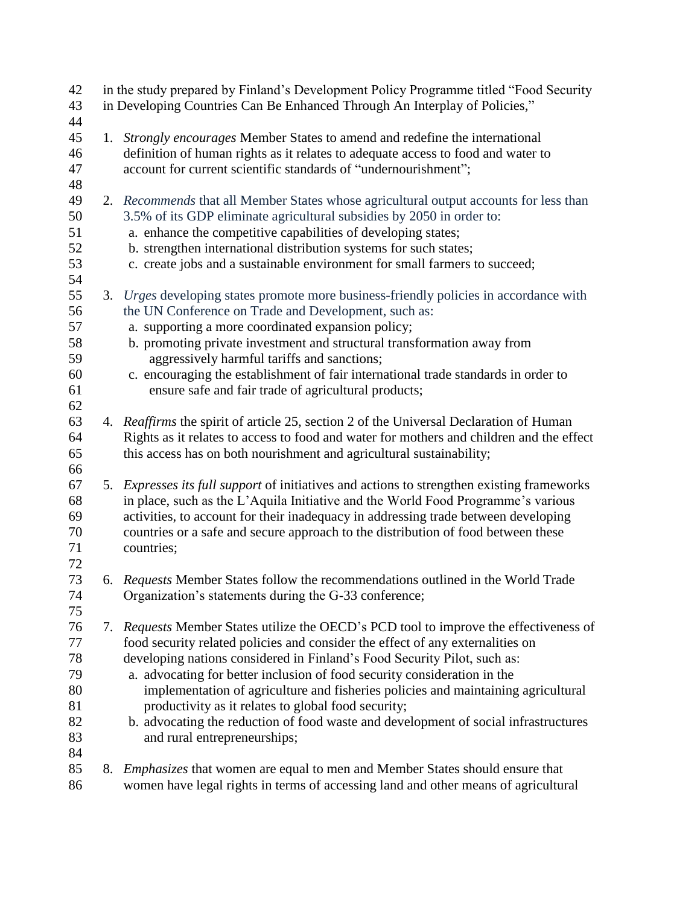in the study prepared by Finland's Development Policy Programme titled "Food Security in Developing Countries Can Be Enhanced Through An Interplay of Policies,"

1. *Strongly encourages* Member States to amend and redefine the international definition of human rights as it relates to adequate access to food and water to account for current scientific standards of "undernourishment";

2. *Recommends* that all Member States whose agricultural output accounts for less than 3.5% of its GDP eliminate agricultural subsidies by 2050 in order to:
   a. enhance the competitive capabilities of developing states;
   b. strengthen international distribution systems for such states;
   c. create jobs and a sustainable environment for small farmers to succeed;

3. *Urges* developing states promote more business-friendly policies in accordance with the UN Conference on Trade and Development, such as:
   a. supporting a more coordinated expansion policy;
   b. promoting private investment and structural transformation away from aggressively harmful tariffs and sanctions;
   c. encouraging the establishment of fair international trade standards in order to ensure safe and fair trade of agricultural products;

4. *Reaffirms* the spirit of article 25, section 2 of the Universal Declaration of Human Rights as it relates to access to food and water for mothers and children and the effect this access has on both nourishment and agricultural sustainability;

5. *Expresses its full support* of initiatives and actions to strengthen existing frameworks in place, such as the L'Aquila Initiative and the World Food Programme's various activities, to account for their inadequacy in addressing trade between developing countries or a safe and secure approach to the distribution of food between these countries;

6. *Requests* Member States follow the recommendations outlined in the World Trade Organization's statements during the G-33 conference;

7. *Requests* Member States utilize the OECD's PCD tool to improve the effectiveness of food security related policies and consider the effect of any externalities on developing nations considered in Finland's Food Security Pilot, such as:
   a. advocating for better inclusion of food security consideration in the implementation of agriculture and fisheries policies and maintaining agricultural productivity as it relates to global food security;
   b. advocating the reduction of food waste and development of social infrastructures and rural entrepreneurships;

8. *Emphasizes* that women are equal to men and Member States should ensure that women have legal rights in terms of accessing land and other means of agricultural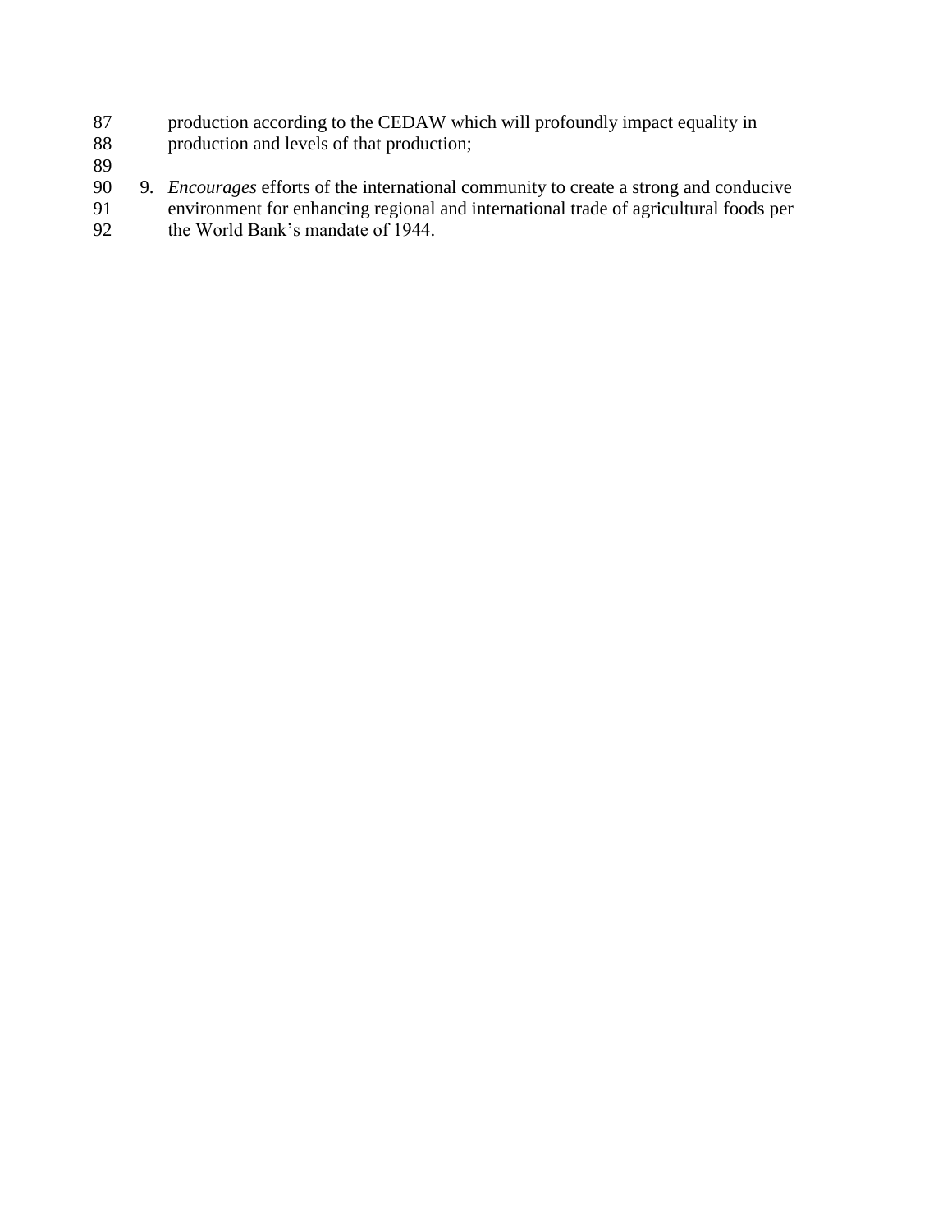production according to the CEDAW which will profoundly impact equality in production and levels of that production;

9. *Encourages* efforts of the international community to create a strong and conducive environment for enhancing regional and international trade of agricultural foods per the World Bank's mandate of 1944.